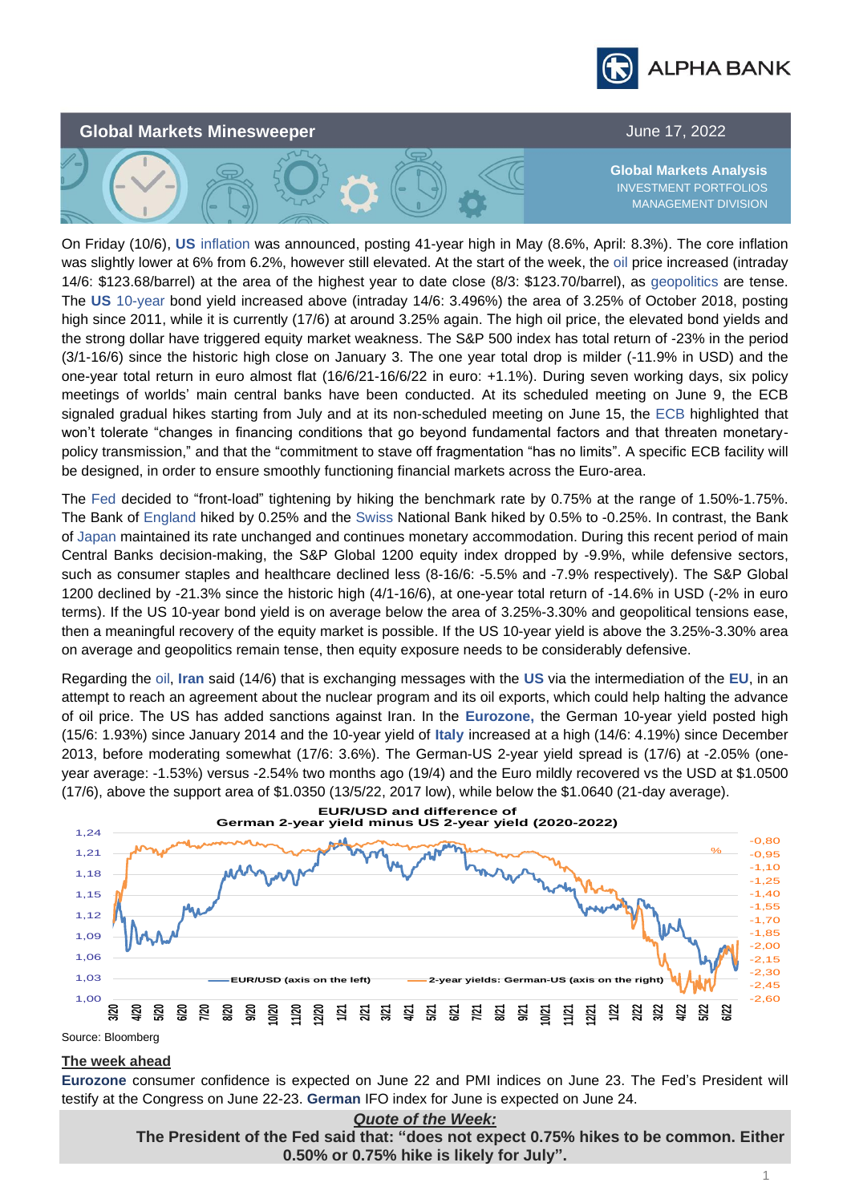# Global Markets Minesweeper

June 17, 2022

**Global Markets Analysis**
INVESTMENT PORTFOLIOS MANAGEMENT DIVISION

On Friday (10/6), **US** inflation was announced, posting 41-year high in May (8.6%, April: 8.3%). The core inflation was slightly lower at 6% from 6.2%, however still elevated. At the start of the week, the oil price increased (intraday 14/6: $123.68/barrel) at the area of the highest year to date close (8/3: $123.70/barrel), as geopolitics are tense. The **US** 10-year bond yield increased above (intraday 14/6: 3.496%) the area of 3.25% of October 2018, posting high since 2011, while it is currently (17/6) at around 3.25% again. The high oil price, the elevated bond yields and the strong dollar have triggered equity market weakness. The S&P 500 index has total return of -23% in the period (3/1-16/6) since the historic high close on January 3. The one year total drop is milder (-11.9% in USD) and the one-year total return in euro almost flat (16/6/21-16/6/22 in euro: +1.1%). During seven working days, six policy meetings of worlds' main central banks have been conducted. At its scheduled meeting on June 9, the ECB signaled gradual hikes starting from July and at its non-scheduled meeting on June 15, the ECB highlighted that won't tolerate "changes in financing conditions that go beyond fundamental factors and that threaten monetary-policy transmission," and that the "commitment to stave off fragmentation "has no limits". A specific ECB facility will be designed, in order to ensure smoothly functioning financial markets across the Euro-area.

The Fed decided to "front-load" tightening by hiking the benchmark rate by 0.75% at the range of 1.50%-1.75%. The Bank of England hiked by 0.25% and the Swiss National Bank hiked by 0.5% to -0.25%. In contrast, the Bank of Japan maintained its rate unchanged and continues monetary accommodation. During this recent period of main Central Banks decision-making, the S&P Global 1200 equity index dropped by -9.9%, while defensive sectors, such as consumer staples and healthcare declined less (8-16/6: -5.5% and -7.9% respectively). The S&P Global 1200 declined by -21.3% since the historic high (4/1-16/6), at one-year total return of -14.6% in USD (-2% in euro terms). If the US 10-year bond yield is on average below the area of 3.25%-3.30% and geopolitical tensions ease, then a meaningful recovery of the equity market is possible. If the US 10-year yield is above the 3.25%-3.30% area on average and geopolitics remain tense, then equity exposure needs to be considerably defensive.

Regarding the oil, **Iran** said (14/6) that is exchanging messages with the **US** via the intermediation of the **EU**, in an attempt to reach an agreement about the nuclear program and its oil exports, which could help halting the advance of oil price. The US has added sanctions against Iran. In the **Eurozone,** the German 10-year yield posted high (15/6: 1.93%) since January 2014 and the 10-year yield of **Italy** increased at a high (14/6: 4.19%) since December 2013, before moderating somewhat (17/6: 3.6%). The German-US 2-year yield spread is (17/6) at -2.05% (one-year average: -1.53%) versus -2.54% two months ago (19/4) and the Euro mildly recovered vs the USD at $1.0500 (17/6), above the support area of $1.0350 (13/5/22, 2017 low), while below the $1.0640 (21-day average).

**EUR/USD and difference of German 2-year yield minus US 2-year yield (2020-2022)**

Source: Bloomberg

## The week ahead

**Eurozone** consumer confidence is expected on June 22 and PMI indices on June 23. The Fed's President will testify at the Congress on June 22-23. **German** IFO index for June is expected on June 24.

***Quote of the Week:***

**The President of the Fed said that: "does not expect 0.75% hikes to be common. Either 0.50% or 0.75% hike is likely for July".**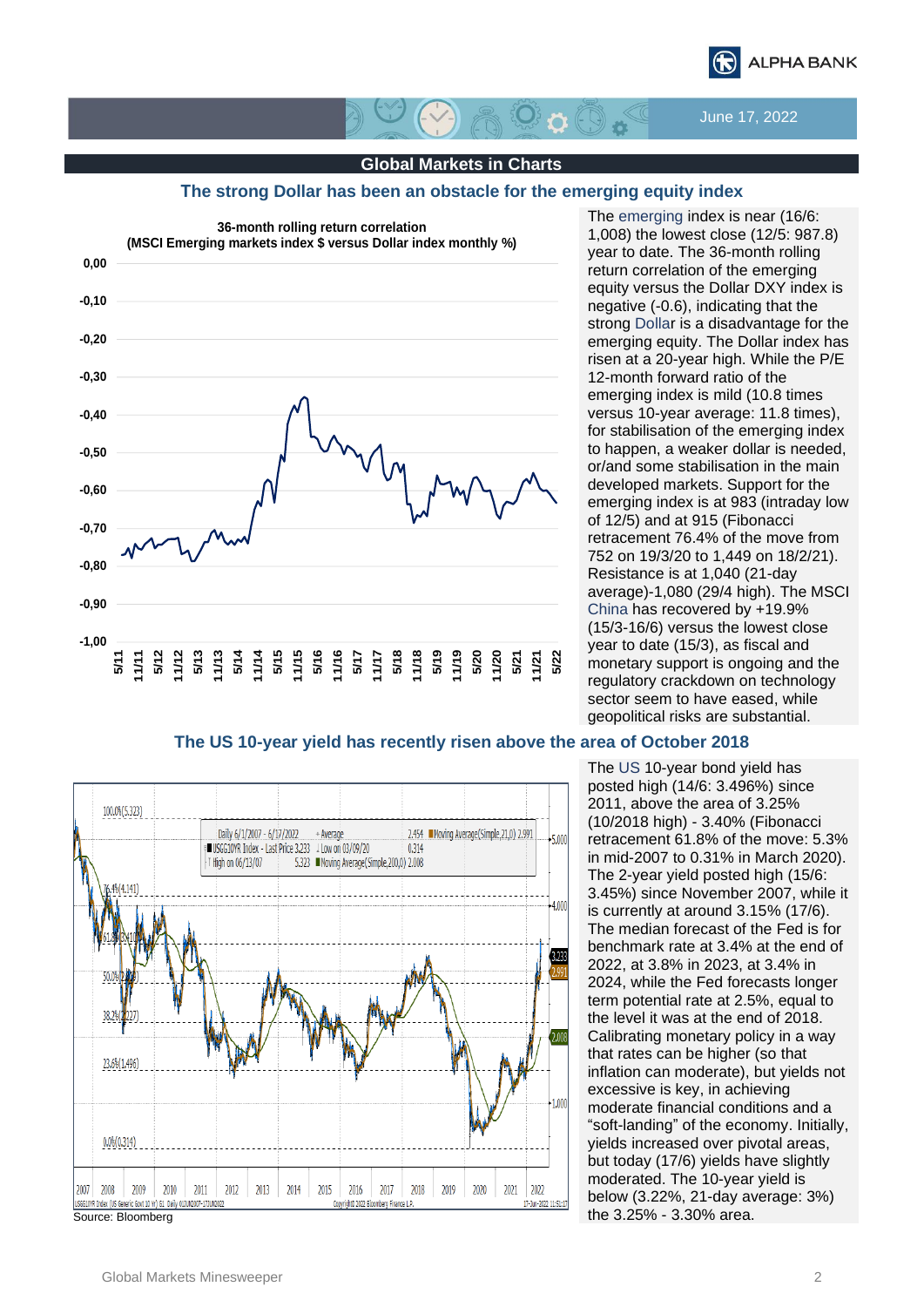## Global Markets in Charts

### The strong Dollar has been an obstacle for the emerging equity index

**36-month rolling return correlation (MSCI Emerging markets index $ versus Dollar index monthly %)**

The emerging index is near (16/6: 1,008) the lowest close (12/5: 987.8) year to date. The 36-month rolling return correlation of the emerging equity versus the Dollar DXY index is negative (-0.6), indicating that the strong Dollar is a disadvantage for the emerging equity. The Dollar index has risen at a 20-year high. While the P/E 12-month forward ratio of the emerging index is mild (10.8 times versus 10-year average: 11.8 times), for stabilisation of the emerging index to happen, a weaker dollar is needed, or/and some stabilisation in the main developed markets. Support for the emerging index is at 983 (intraday low of 12/5) and at 915 (Fibonacci retracement 76.4% of the move from 752 on 19/3/20 to 1,449 on 18/2/21). Resistance is at 1,040 (21-day average)-1,080 (29/4 high). The MSCI China has recovered by +19.9% (15/3-16/6) versus the lowest close year to date (15/3), as fiscal and monetary support is ongoing and the regulatory crackdown on technology sector seem to have eased, while geopolitical risks are substantial.

### The US 10-year yield has recently risen above the area of October 2018

Source: Bloomberg

The US 10-year bond yield has posted high (14/6: 3.496%) since 2011, above the area of 3.25% (10/2018 high) - 3.40% (Fibonacci retracement 61.8% of the move: 5.3% in mid-2007 to 0.31% in March 2020). The 2-year yield posted high (15/6: 3.45%) since November 2007, while it is currently at around 3.15% (17/6). The median forecast of the Fed is for benchmark rate at 3.4% at the end of 2022, at 3.8% in 2023, at 3.4% in 2024, while the Fed forecasts longer term potential rate at 2.5%, equal to the level it was at the end of 2018. Calibrating monetary policy in a way that rates can be higher (so that inflation can moderate), but yields not excessive is key, in achieving moderate financial conditions and a "soft-landing" of the economy. Initially, yields increased over pivotal areas, but today (17/6) yields have slightly moderated. The 10-year yield is below (3.22%, 21-day average: 3%) the 3.25% - 3.30% area.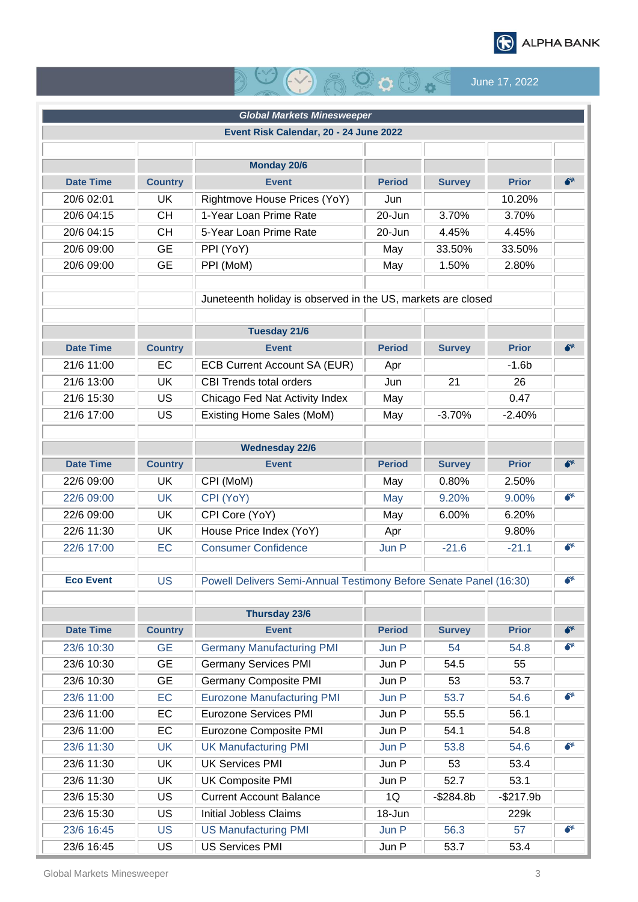## Global Markets Minesweeper

### Event Risk Calendar, 20 - 24 June 2022

| Date Time | Country | Event | Period | Survey | Prior | |
|---|---|---|---|---|---|---|
| | | **Monday 20/6** | | | | |
| 20/6 02:01 | UK | Rightmove House Prices (YoY) | Jun | | 10.20% | |
| 20/6 04:15 | CH | 1-Year Loan Prime Rate | 20-Jun | 3.70% | 3.70% | |
| 20/6 04:15 | CH | 5-Year Loan Prime Rate | 20-Jun | 4.45% | 4.45% | |
| 20/6 09:00 | GE | PPI (YoY) | May | 33.50% | 33.50% | |
| 20/6 09:00 | GE | PPI (MoM) | May | 1.50% | 2.80% | |
| | | Juneteenth holiday is observed in the US, markets are closed | | | | |
| | | **Tuesday 21/6** | | | | |
| 21/6 11:00 | EC | ECB Current Account SA (EUR) | Apr | | -1.6b | |
| 21/6 13:00 | UK | CBI Trends total orders | Jun | 21 | 26 | |
| 21/6 15:30 | US | Chicago Fed Nat Activity Index | May | | 0.47 | |
| 21/6 17:00 | US | Existing Home Sales (MoM) | May | -3.70% | -2.40% | |
| | | **Wednesday 22/6** | | | | |
| 22/6 09:00 | UK | CPI (MoM) | May | 0.80% | 2.50% | |
| 22/6 09:00 | UK | CPI (YoY) | May | 9.20% | 9.00% | 💣 |
| 22/6 09:00 | UK | CPI Core (YoY) | May | 6.00% | 6.20% | |
| 22/6 11:30 | UK | House Price Index (YoY) | Apr | | 9.80% | |
| 22/6 17:00 | EC | Consumer Confidence | Jun P | -21.6 | -21.1 | 💣 |
| **Eco Event** | US | Powell Delivers Semi-Annual Testimony Before Senate Panel (16:30) | | | | 💣 |
| | | **Thursday 23/6** | | | | |
| 23/6 10:30 | GE | Germany Manufacturing PMI | Jun P | 54 | 54.8 | 💣 |
| 23/6 10:30 | GE | Germany Services PMI | Jun P | 54.5 | 55 | |
| 23/6 10:30 | GE | Germany Composite PMI | Jun P | 53 | 53.7 | |
| 23/6 11:00 | EC | Eurozone Manufacturing PMI | Jun P | 53.7 | 54.6 | 💣 |
| 23/6 11:00 | EC | Eurozone Services PMI | Jun P | 55.5 | 56.1 | |
| 23/6 11:00 | EC | Eurozone Composite PMI | Jun P | 54.1 | 54.8 | |
| 23/6 11:30 | UK | UK Manufacturing PMI | Jun P | 53.8 | 54.6 | 💣 |
| 23/6 11:30 | UK | UK Services PMI | Jun P | 53 | 53.4 | |
| 23/6 11:30 | UK | UK Composite PMI | Jun P | 52.7 | 53.1 | |
| 23/6 15:30 | US | Current Account Balance | 1Q | -$284.8b | -$217.9b | |
| 23/6 15:30 | US | Initial Jobless Claims | 18-Jun | | 229k | |
| 23/6 16:45 | US | US Manufacturing PMI | Jun P | 56.3 | 57 | 💣 |
| 23/6 16:45 | US | US Services PMI | Jun P | 53.7 | 53.4 | |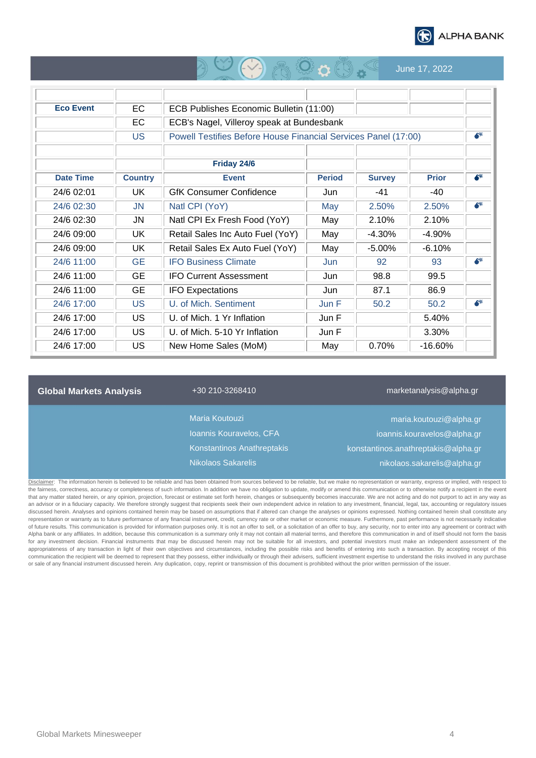June 17, 2022

| | | | | | | |
|---|---|---|---|---|---|---|
| **Eco Event** | EC | ECB Publishes Economic Bulletin (11:00) | | | | |
| | EC | ECB's Nagel, Villeroy speak at Bundesbank | | | | |
| | US | Powell Testifies Before House Financial Services Panel (17:00) | | | | 💣 |
| | | | | | | |
| | | **Friday 24/6** | | | | |
| **Date Time** | **Country** | **Event** | **Period** | **Survey** | **Prior** | 💣 |
| 24/6 02:01 | UK | GfK Consumer Confidence | Jun | -41 | -40 | |
| 24/6 02:30 | JN | Natl CPI (YoY) | May | 2.50% | 2.50% | 💣 |
| 24/6 02:30 | JN | Natl CPI Ex Fresh Food (YoY) | May | 2.10% | 2.10% | |
| 24/6 09:00 | UK | Retail Sales Inc Auto Fuel (YoY) | May | -4.30% | -4.90% | |
| 24/6 09:00 | UK | Retail Sales Ex Auto Fuel (YoY) | May | -5.00% | -6.10% | |
| 24/6 11:00 | GE | IFO Business Climate | Jun | 92 | 93 | 💣 |
| 24/6 11:00 | GE | IFO Current Assessment | Jun | 98.8 | 99.5 | |
| 24/6 11:00 | GE | IFO Expectations | Jun | 87.1 | 86.9 | |
| 24/6 17:00 | US | U. of Mich. Sentiment | Jun F | 50.2 | 50.2 | 💣 |
| 24/6 17:00 | US | U. of Mich. 1 Yr Inflation | Jun F | | 5.40% | |
| 24/6 17:00 | US | U. of Mich. 5-10 Yr Inflation | Jun F | | 3.30% | |
| 24/6 17:00 | US | New Home Sales (MoM) | May | 0.70% | -16.60% | |

**Global Markets Analysis** | +30 210-3268410 | marketanalysis@alpha.gr

Maria Koutouzi — maria.koutouzi@alpha.gr
Ioannis Kouravelos, CFA — ioannis.kouravelos@alpha.gr
Konstantinos Anathreptakis — konstantinos.anathreptakis@alpha.gr
Nikolaos Sakarelis — nikolaos.sakarelis@alpha.gr

Disclaimer: The information herein is believed to be reliable and has been obtained from sources believed to be reliable, but we make no representation or warranty, express or implied, with respect to the fairness, correctness, accuracy or completeness of such information. In addition we have no obligation to update, modify or amend this communication or to otherwise notify a recipient in the event that any matter stated herein, or any opinion, projection, forecast or estimate set forth herein, changes or subsequently becomes inaccurate. We are not acting and do not purport to act in any way as an advisor or in a fiduciary capacity. We therefore strongly suggest that recipients seek their own independent advice in relation to any investment, financial, legal, tax, accounting or regulatory issues discussed herein. Analyses and opinions contained herein may be based on assumptions that if altered can change the analyses or opinions expressed. Nothing contained herein shall constitute any representation or warranty as to future performance of any financial instrument, credit, currency rate or other market or economic measure. Furthermore, past performance is not necessarily indicative of future results. This communication is provided for information purposes only. It is not an offer to sell, or a solicitation of an offer to buy, any security, nor to enter into any agreement or contract with Alpha bank or any affiliates. In addition, because this communication is a summary only it may not contain all material terms, and therefore this communication in and of itself should not form the basis for any investment decision. Financial instruments that may be discussed herein may not be suitable for all investors, and potential investors must make an independent assessment of the appropriateness of any transaction in light of their own objectives and circumstances, including the possible risks and benefits of entering into such a transaction. By accepting receipt of this communication the recipient will be deemed to represent that they possess, either individually or through their advisers, sufficient investment expertise to understand the risks involved in any purchase or sale of any financial instrument discussed herein. Any duplication, copy, reprint or transmission of this document is prohibited without the prior written permission of the issuer.